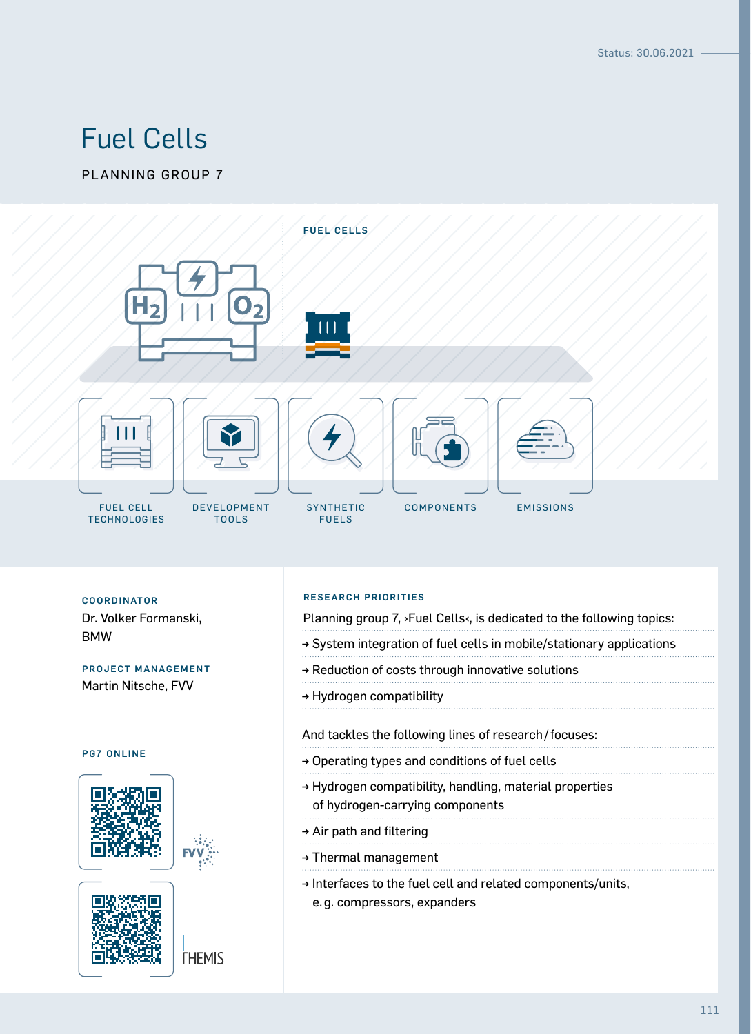Status: 30.06.2021

# Fuel Cells

PLANNING GROUP 7

FUEL CELLS

FUEL CELL TECHNOLOGIES

DEVELOPMENT TOOLS

SYNTHETIC FUELS

COMPONENTS

EMISSIONS

### COORDINATOR

Dr. Volker Formanski, BMW

### PROJECT MANAGEMENT

Martin Nitsche, FVV

### PG7 ONLINE

FVV

THEMIS

### RESEARCH PRIORITIES

Planning group 7, ›Fuel Cells‹, is dedicated to the following topics:

- → System integration of fuel cells in mobile/stationary applications
- → Reduction of costs through innovative solutions
- → Hydrogen compatibility

And tackles the following lines of research / focuses:

- → Operating types and conditions of fuel cells
- → Hydrogen compatibility, handling, material properties of hydrogen-carrying components
- → Air path and filtering
- → Thermal management
- → Interfaces to the fuel cell and related components/units, e.g. compressors, expanders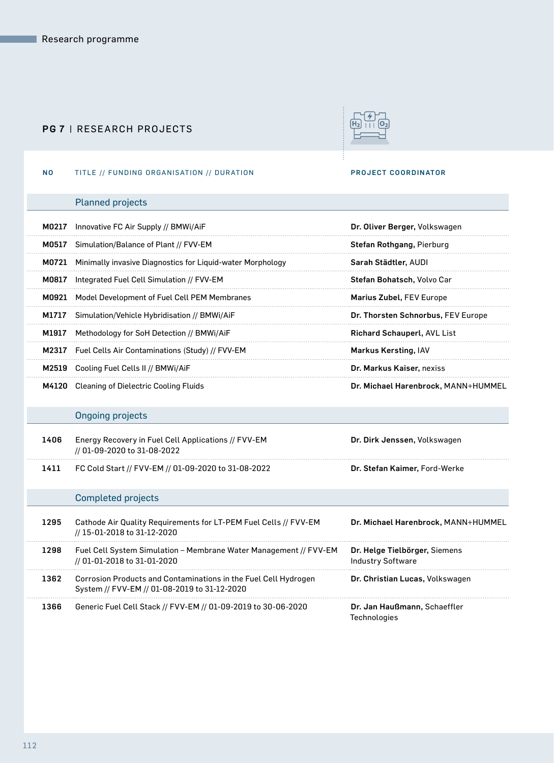## PG 7 | RESEARCH PROJECTS

| NO | TITLE // FUNDING ORGANISATION // DURATION | PROJECT COORDINATOR |
|---|---|---|
| | **Planned projects** | |
| **M0217** | Innovative FC Air Supply // BMWi/AiF | **Dr. Oliver Berger**, Volkswagen |
| **M0517** | Simulation/Balance of Plant // FVV-EM | **Stefan Rothgang**, Pierburg |
| **M0721** | Minimally invasive Diagnostics for Liquid-water Morphology | **Sarah Städtler**, AUDI |
| **M0817** | Integrated Fuel Cell Simulation // FVV-EM | **Stefan Bohatsch**, Volvo Car |
| **M0921** | Model Development of Fuel Cell PEM Membranes | **Marius Zubel**, FEV Europe |
| **M1717** | Simulation/Vehicle Hybridisation // BMWi/AiF | **Dr. Thorsten Schnorbus**, FEV Europe |
| **M1917** | Methodology for SoH Detection // BMWi/AiF | **Richard Schauperl**, AVL List |
| **M2317** | Fuel Cells Air Contaminations (Study) // FVV-EM | **Markus Kersting**, IAV |
| **M2519** | Cooling Fuel Cells II // BMWi/AiF | **Dr. Markus Kaiser**, nexiss |
| **M4120** | Cleaning of Dielectric Cooling Fluids | **Dr. Michael Harenbrock**, MANN+HUMMEL |
| | **Ongoing projects** | |
| **1406** | Energy Recovery in Fuel Cell Applications // FVV-EM // 01-09-2020 to 31-08-2022 | **Dr. Dirk Jenssen**, Volkswagen |
| **1411** | FC Cold Start // FVV-EM // 01-09-2020 to 31-08-2022 | **Dr. Stefan Kaimer**, Ford-Werke |
| | **Completed projects** | |
| **1295** | Cathode Air Quality Requirements for LT-PEM Fuel Cells // FVV-EM // 15-01-2018 to 31-12-2020 | **Dr. Michael Harenbrock**, MANN+HUMMEL |
| **1298** | Fuel Cell System Simulation – Membrane Water Management // FVV-EM // 01-01-2018 to 31-01-2020 | **Dr. Helge Tielbörger**, Siemens Industry Software |
| **1362** | Corrosion Products and Contaminations in the Fuel Cell Hydrogen System // FVV-EM // 01-08-2019 to 31-12-2020 | **Dr. Christian Lucas**, Volkswagen |
| **1366** | Generic Fuel Cell Stack // FVV-EM // 01-09-2019 to 30-06-2020 | **Dr. Jan Haußmann**, Schaeffler Technologies |